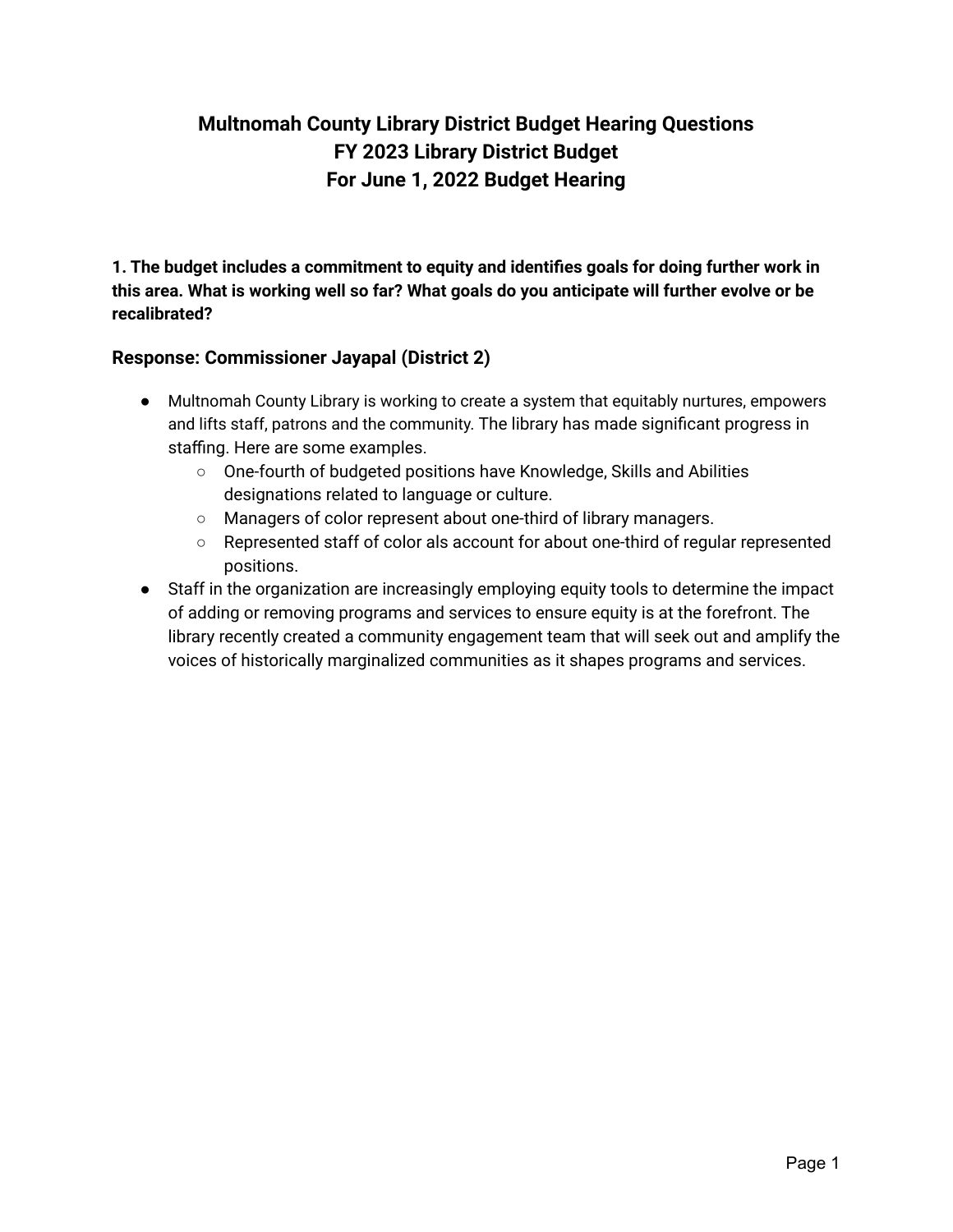# Multnomah County Library District Budget Hearing Questions
# FY 2023 Library District Budget
# For June 1, 2022 Budget Hearing

**1. The budget includes a commitment to equity and identifies goals for doing further work in this area. What is working well so far? What goals do you anticipate will further evolve or be recalibrated?**

## Response: Commissioner Jayapal (District 2)

- Multnomah County Library is working to create a system that equitably nurtures, empowers and lifts staff, patrons and the community. The library has made significant progress in staffing. Here are some examples.
  - One-fourth of budgeted positions have Knowledge, Skills and Abilities designations related to language or culture.
  - Managers of color represent about one-third of library managers.
  - Represented staff of color als account for about one-third of regular represented positions.
- Staff in the organization are increasingly employing equity tools to determine the impact of adding or removing programs and services to ensure equity is at the forefront. The library recently created a community engagement team that will seek out and amplify the voices of historically marginalized communities as it shapes programs and services.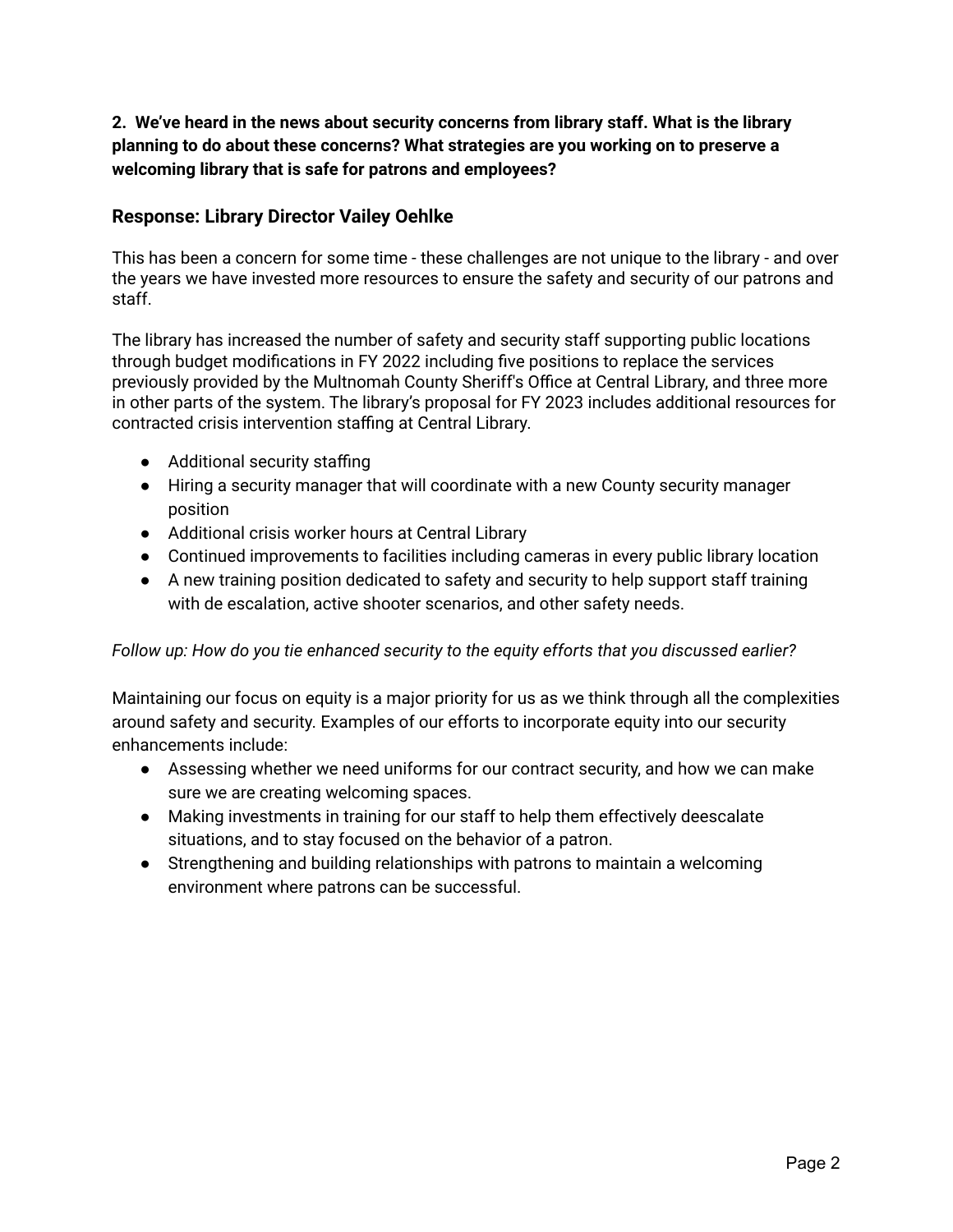**2. We've heard in the news about security concerns from library staff. What is the library planning to do about these concerns? What strategies are you working on to preserve a welcoming library that is safe for patrons and employees?**

### Response: Library Director Vailey Oehlke

This has been a concern for some time - these challenges are not unique to the library - and over the years we have invested more resources to ensure the safety and security of our patrons and staff.

The library has increased the number of safety and security staff supporting public locations through budget modifications in FY 2022 including five positions to replace the services previously provided by the Multnomah County Sheriff's Office at Central Library, and three more in other parts of the system. The library's proposal for FY 2023 includes additional resources for contracted crisis intervention staffing at Central Library.

- Additional security staffing
- Hiring a security manager that will coordinate with a new County security manager position
- Additional crisis worker hours at Central Library
- Continued improvements to facilities including cameras in every public library location
- A new training position dedicated to safety and security to help support staff training with de escalation, active shooter scenarios, and other safety needs.

*Follow up: How do you tie enhanced security to the equity efforts that you discussed earlier?*

Maintaining our focus on equity is a major priority for us as we think through all the complexities around safety and security. Examples of our efforts to incorporate equity into our security enhancements include:

- Assessing whether we need uniforms for our contract security, and how we can make sure we are creating welcoming spaces.
- Making investments in training for our staff to help them effectively deescalate situations, and to stay focused on the behavior of a patron.
- Strengthening and building relationships with patrons to maintain a welcoming environment where patrons can be successful.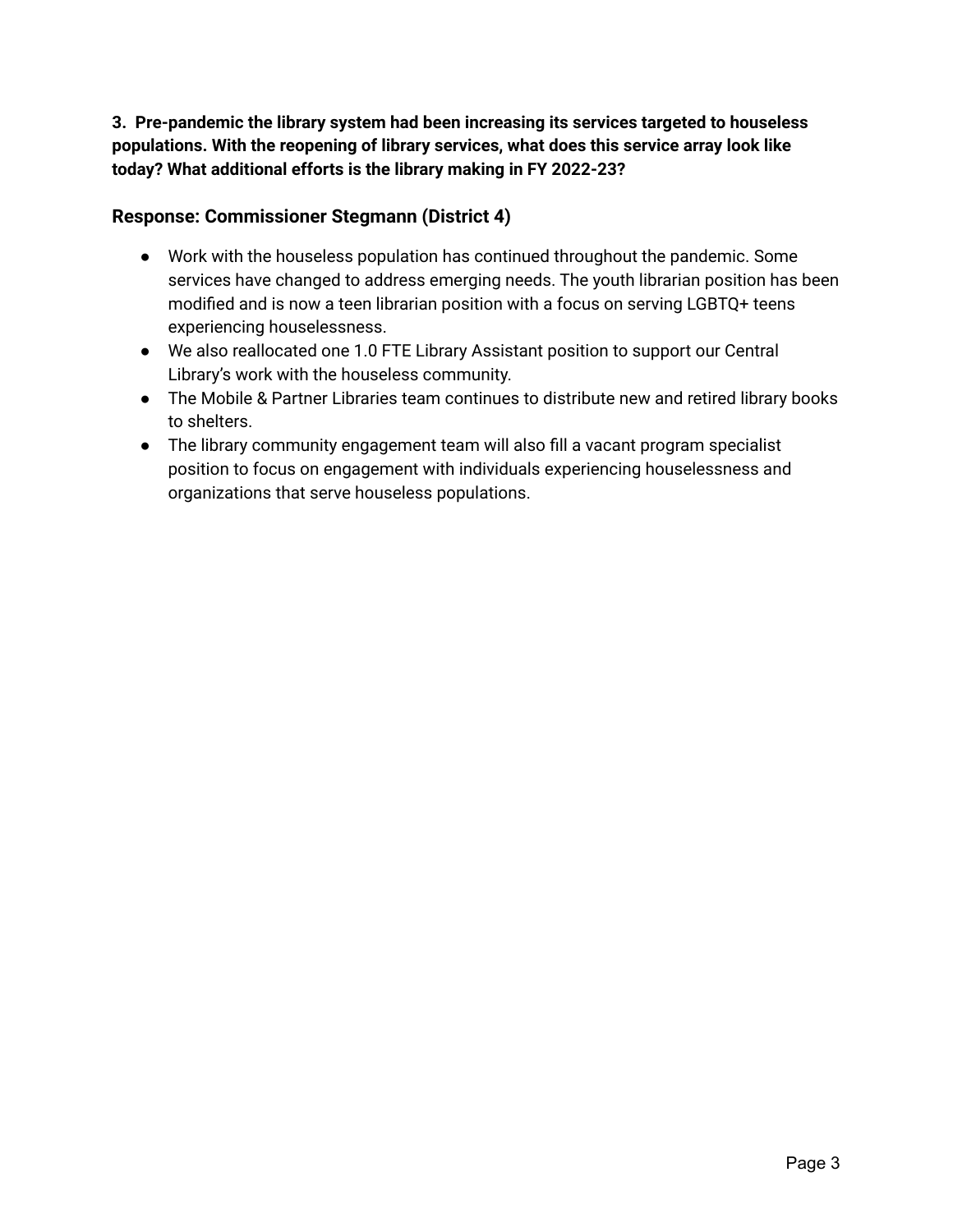**3. Pre-pandemic the library system had been increasing its services targeted to houseless populations. With the reopening of library services, what does this service array look like today? What additional efforts is the library making in FY 2022-23?**

### Response: Commissioner Stegmann (District 4)

- Work with the houseless population has continued throughout the pandemic. Some services have changed to address emerging needs. The youth librarian position has been modified and is now a teen librarian position with a focus on serving LGBTQ+ teens experiencing houselessness.
- We also reallocated one 1.0 FTE Library Assistant position to support our Central Library's work with the houseless community.
- The Mobile & Partner Libraries team continues to distribute new and retired library books to shelters.
- The library community engagement team will also fill a vacant program specialist position to focus on engagement with individuals experiencing houselessness and organizations that serve houseless populations.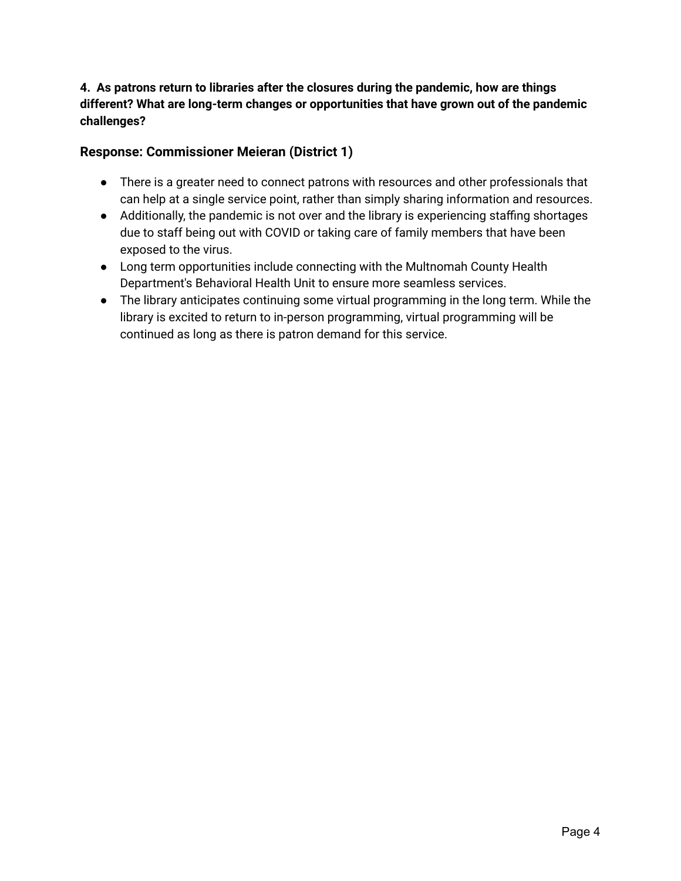**4. As patrons return to libraries after the closures during the pandemic, how are things different? What are long-term changes or opportunities that have grown out of the pandemic challenges?**

### Response: Commissioner Meieran (District 1)

- There is a greater need to connect patrons with resources and other professionals that can help at a single service point, rather than simply sharing information and resources.
- Additionally, the pandemic is not over and the library is experiencing staffing shortages due to staff being out with COVID or taking care of family members that have been exposed to the virus.
- Long term opportunities include connecting with the Multnomah County Health Department's Behavioral Health Unit to ensure more seamless services.
- The library anticipates continuing some virtual programming in the long term. While the library is excited to return to in-person programming, virtual programming will be continued as long as there is patron demand for this service.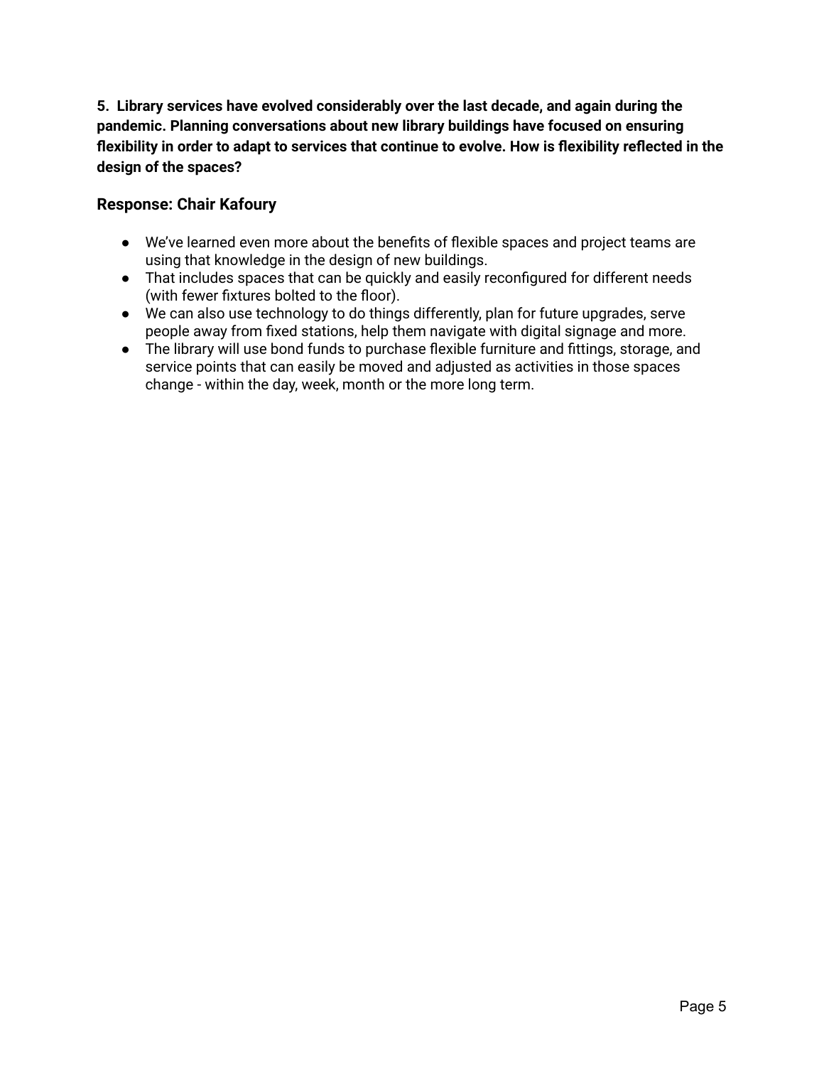**5. Library services have evolved considerably over the last decade, and again during the pandemic. Planning conversations about new library buildings have focused on ensuring flexibility in order to adapt to services that continue to evolve. How is flexibility reflected in the design of the spaces?**

### Response: Chair Kafoury

- We've learned even more about the benefits of flexible spaces and project teams are using that knowledge in the design of new buildings.
- That includes spaces that can be quickly and easily reconfigured for different needs (with fewer fixtures bolted to the floor).
- We can also use technology to do things differently, plan for future upgrades, serve people away from fixed stations, help them navigate with digital signage and more.
- The library will use bond funds to purchase flexible furniture and fittings, storage, and service points that can easily be moved and adjusted as activities in those spaces change - within the day, week, month or the more long term.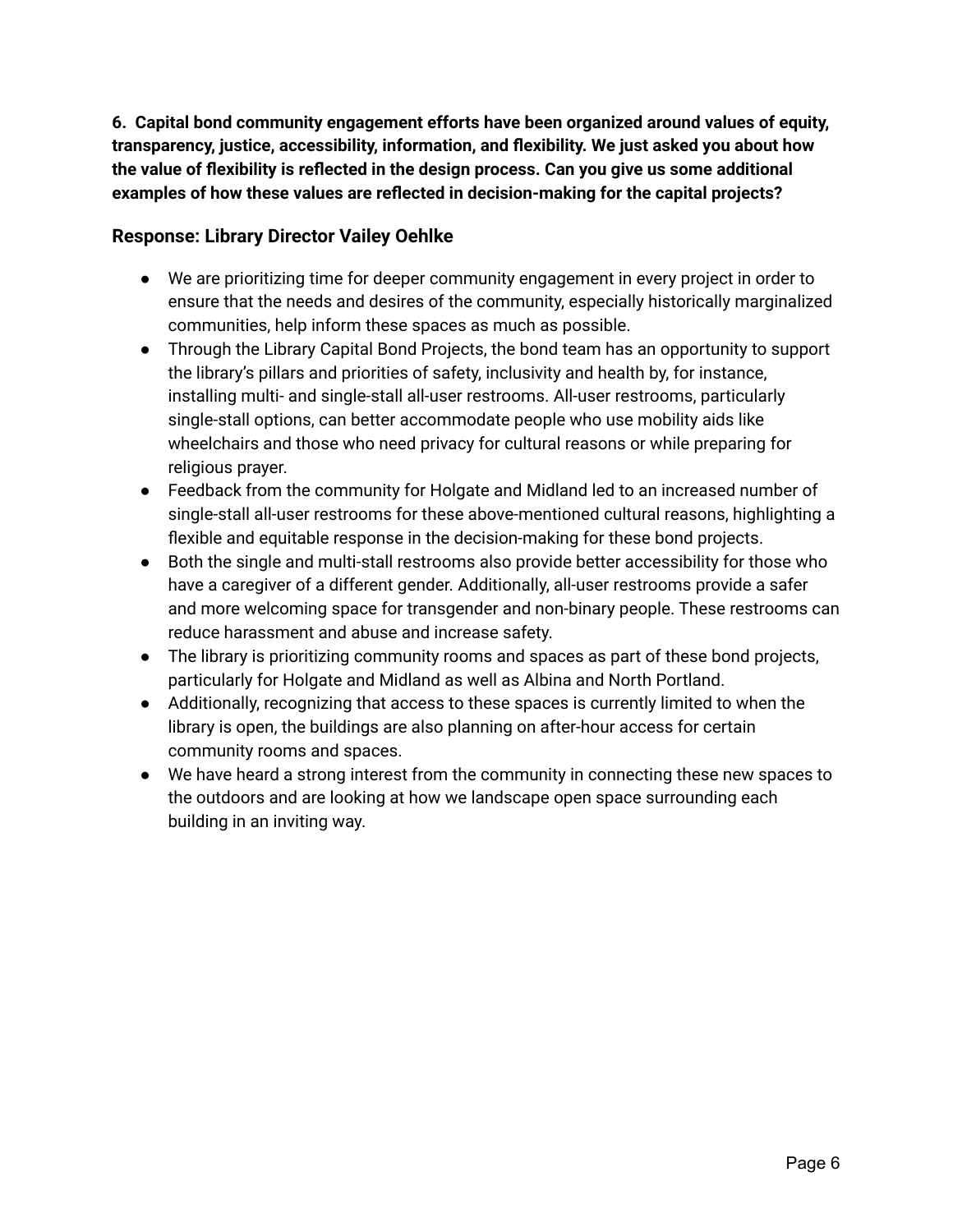**6. Capital bond community engagement efforts have been organized around values of equity, transparency, justice, accessibility, information, and flexibility. We just asked you about how the value of flexibility is reflected in the design process. Can you give us some additional examples of how these values are reflected in decision-making for the capital projects?**

### Response: Library Director Vailey Oehlke

- We are prioritizing time for deeper community engagement in every project in order to ensure that the needs and desires of the community, especially historically marginalized communities, help inform these spaces as much as possible.
- Through the Library Capital Bond Projects, the bond team has an opportunity to support the library's pillars and priorities of safety, inclusivity and health by, for instance, installing multi- and single-stall all-user restrooms. All-user restrooms, particularly single-stall options, can better accommodate people who use mobility aids like wheelchairs and those who need privacy for cultural reasons or while preparing for religious prayer.
- Feedback from the community for Holgate and Midland led to an increased number of single-stall all-user restrooms for these above-mentioned cultural reasons, highlighting a flexible and equitable response in the decision-making for these bond projects.
- Both the single and multi-stall restrooms also provide better accessibility for those who have a caregiver of a different gender. Additionally, all-user restrooms provide a safer and more welcoming space for transgender and non-binary people. These restrooms can reduce harassment and abuse and increase safety.
- The library is prioritizing community rooms and spaces as part of these bond projects, particularly for Holgate and Midland as well as Albina and North Portland.
- Additionally, recognizing that access to these spaces is currently limited to when the library is open, the buildings are also planning on after-hour access for certain community rooms and spaces.
- We have heard a strong interest from the community in connecting these new spaces to the outdoors and are looking at how we landscape open space surrounding each building in an inviting way.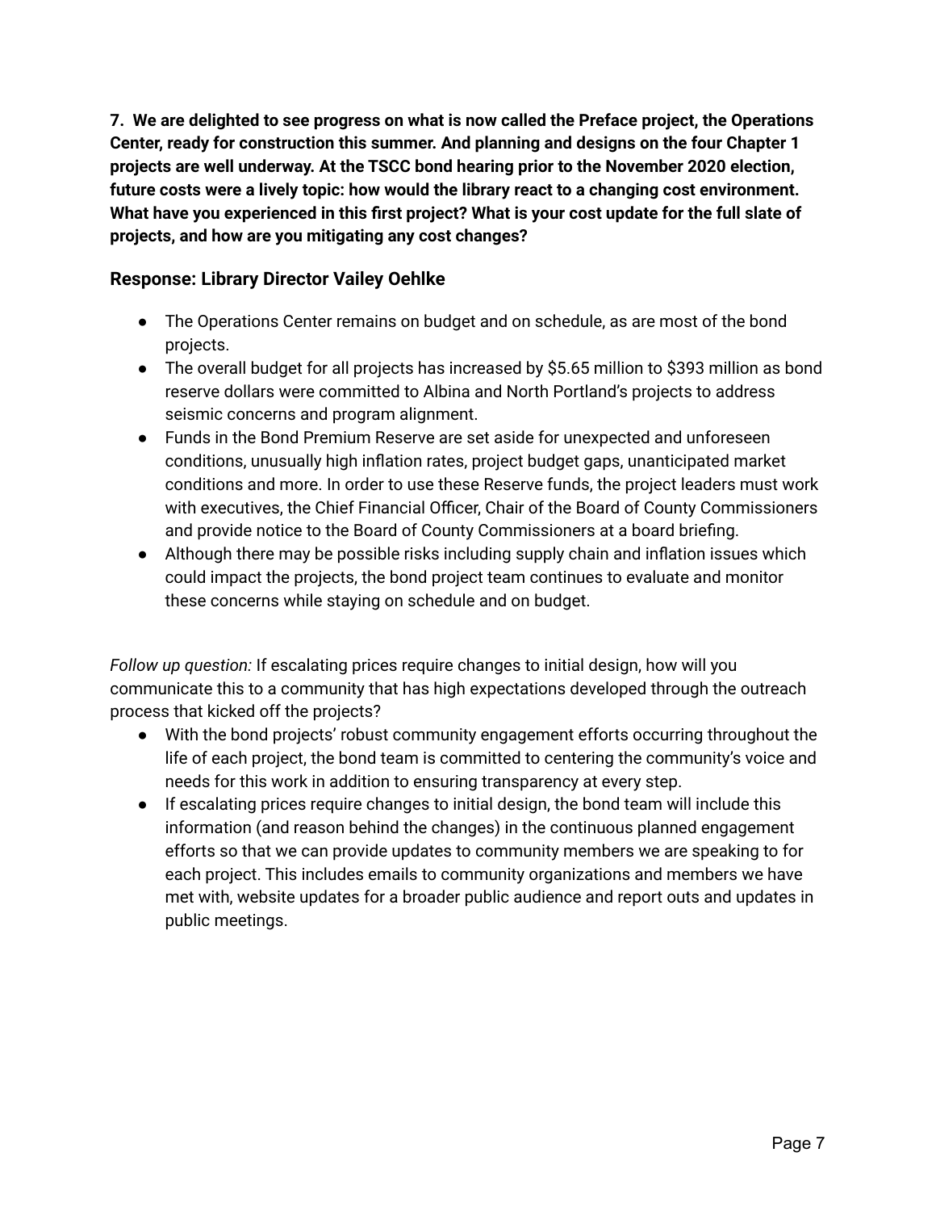**7. We are delighted to see progress on what is now called the Preface project, the Operations Center, ready for construction this summer. And planning and designs on the four Chapter 1 projects are well underway. At the TSCC bond hearing prior to the November 2020 election, future costs were a lively topic: how would the library react to a changing cost environment. What have you experienced in this first project? What is your cost update for the full slate of projects, and how are you mitigating any cost changes?**

### Response: Library Director Vailey Oehlke

- The Operations Center remains on budget and on schedule, as are most of the bond projects.
- The overall budget for all projects has increased by $5.65 million to $393 million as bond reserve dollars were committed to Albina and North Portland's projects to address seismic concerns and program alignment.
- Funds in the Bond Premium Reserve are set aside for unexpected and unforeseen conditions, unusually high inflation rates, project budget gaps, unanticipated market conditions and more. In order to use these Reserve funds, the project leaders must work with executives, the Chief Financial Officer, Chair of the Board of County Commissioners and provide notice to the Board of County Commissioners at a board briefing.
- Although there may be possible risks including supply chain and inflation issues which could impact the projects, the bond project team continues to evaluate and monitor these concerns while staying on schedule and on budget.

*Follow up question:* If escalating prices require changes to initial design, how will you communicate this to a community that has high expectations developed through the outreach process that kicked off the projects?

- With the bond projects' robust community engagement efforts occurring throughout the life of each project, the bond team is committed to centering the community's voice and needs for this work in addition to ensuring transparency at every step.
- If escalating prices require changes to initial design, the bond team will include this information (and reason behind the changes) in the continuous planned engagement efforts so that we can provide updates to community members we are speaking to for each project. This includes emails to community organizations and members we have met with, website updates for a broader public audience and report outs and updates in public meetings.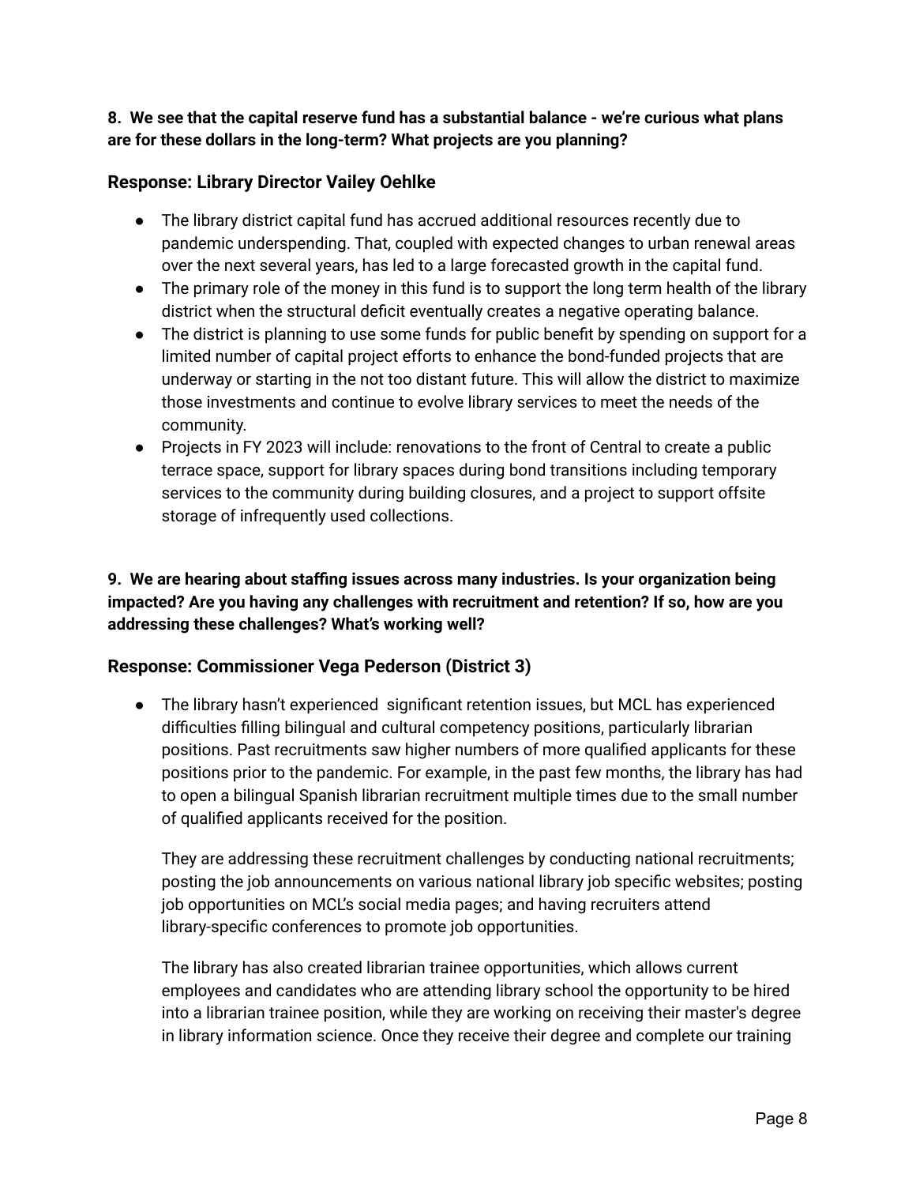**8. We see that the capital reserve fund has a substantial balance - we're curious what plans are for these dollars in the long-term? What projects are you planning?**

### Response: Library Director Vailey Oehlke

- The library district capital fund has accrued additional resources recently due to pandemic underspending. That, coupled with expected changes to urban renewal areas over the next several years, has led to a large forecasted growth in the capital fund.
- The primary role of the money in this fund is to support the long term health of the library district when the structural deficit eventually creates a negative operating balance.
- The district is planning to use some funds for public benefit by spending on support for a limited number of capital project efforts to enhance the bond-funded projects that are underway or starting in the not too distant future. This will allow the district to maximize those investments and continue to evolve library services to meet the needs of the community.
- Projects in FY 2023 will include: renovations to the front of Central to create a public terrace space, support for library spaces during bond transitions including temporary services to the community during building closures, and a project to support offsite storage of infrequently used collections.

**9. We are hearing about staffing issues across many industries. Is your organization being impacted? Are you having any challenges with recruitment and retention? If so, how are you addressing these challenges? What's working well?**

### Response: Commissioner Vega Pederson (District 3)

- The library hasn't experienced significant retention issues, but MCL has experienced difficulties filling bilingual and cultural competency positions, particularly librarian positions. Past recruitments saw higher numbers of more qualified applicants for these positions prior to the pandemic. For example, in the past few months, the library has had to open a bilingual Spanish librarian recruitment multiple times due to the small number of qualified applicants received for the position.

  They are addressing these recruitment challenges by conducting national recruitments; posting the job announcements on various national library job specific websites; posting job opportunities on MCL's social media pages; and having recruiters attend library-specific conferences to promote job opportunities.

  The library has also created librarian trainee opportunities, which allows current employees and candidates who are attending library school the opportunity to be hired into a librarian trainee position, while they are working on receiving their master's degree in library information science. Once they receive their degree and complete our training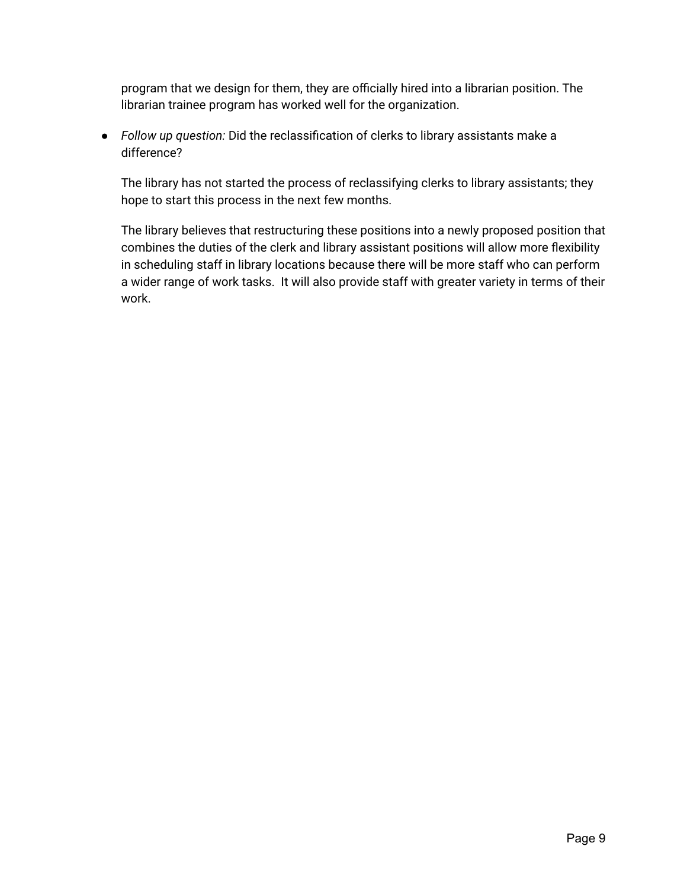program that we design for them, they are officially hired into a librarian position. The librarian trainee program has worked well for the organization.

- *Follow up question:* Did the reclassification of clerks to library assistants make a difference?

  The library has not started the process of reclassifying clerks to library assistants; they hope to start this process in the next few months.

  The library believes that restructuring these positions into a newly proposed position that combines the duties of the clerk and library assistant positions will allow more flexibility in scheduling staff in library locations because there will be more staff who can perform a wider range of work tasks. It will also provide staff with greater variety in terms of their work.